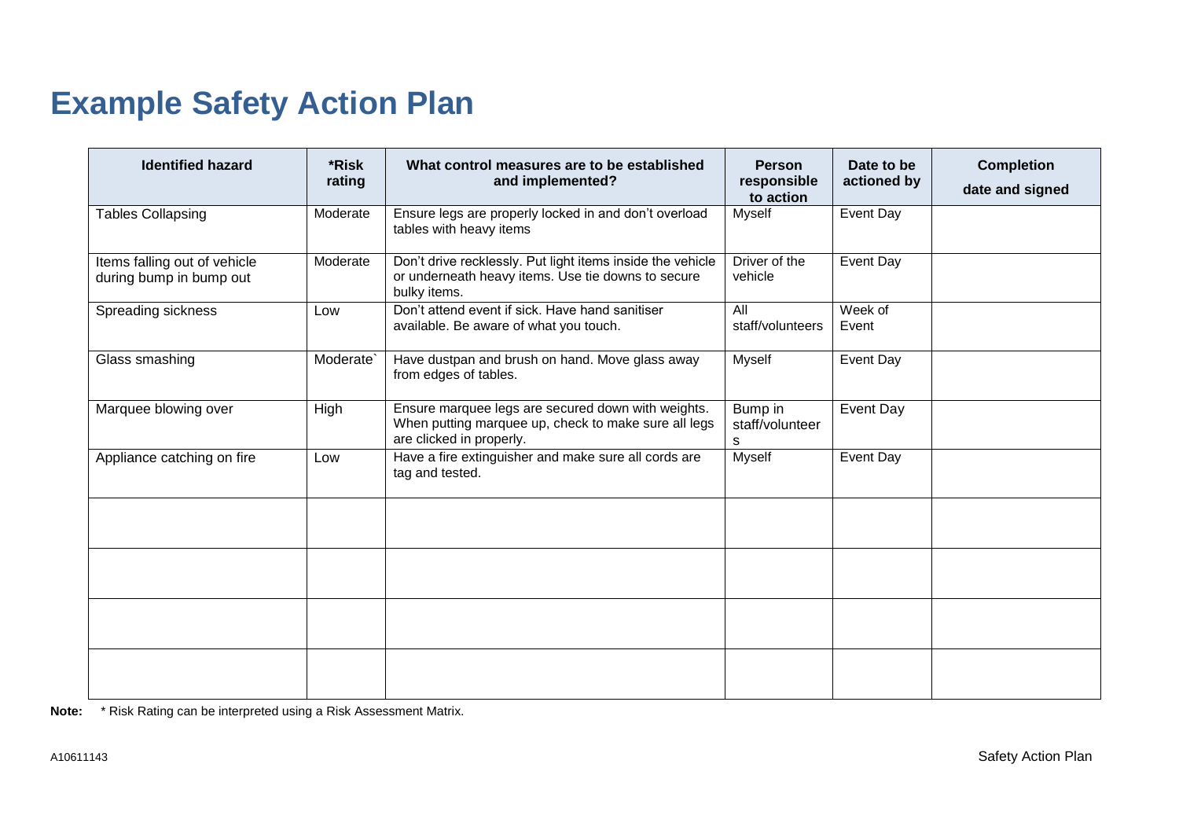# Example Safety Action Plan

| Identified hazard | *Risk rating | What control measures are to be established and implemented? | Person responsible to action | Date to be actioned by | Completion date and signed |
|---|---|---|---|---|---|
| Tables Collapsing | Moderate | Ensure legs are properly locked in and don't overload tables with heavy items | Myself | Event Day | |
| Items falling out of vehicle during bump in bump out | Moderate | Don't drive recklessly. Put light items inside the vehicle or underneath heavy items. Use tie downs to secure bulky items. | Driver of the vehicle | Event Day | |
| Spreading sickness | Low | Don't attend event if sick. Have hand sanitiser available. Be aware of what you touch. | All staff/volunteers | Week of Event | |
| Glass smashing | Moderate` | Have dustpan and brush on hand. Move glass away from edges of tables. | Myself | Event Day | |
| Marquee blowing over | High | Ensure marquee legs are secured down with weights. When putting marquee up, check to make sure all legs are clicked in properly. | Bump in staff/volunteers | Event Day | |
| Appliance catching on fire | Low | Have a fire extinguisher and make sure all cords are tag and tested. | Myself | Event Day | |
| | | | | | |
| | | | | | |
| | | | | | |
| | | | | | |

**Note:** * Risk Rating can be interpreted using a Risk Assessment Matrix.

A10611143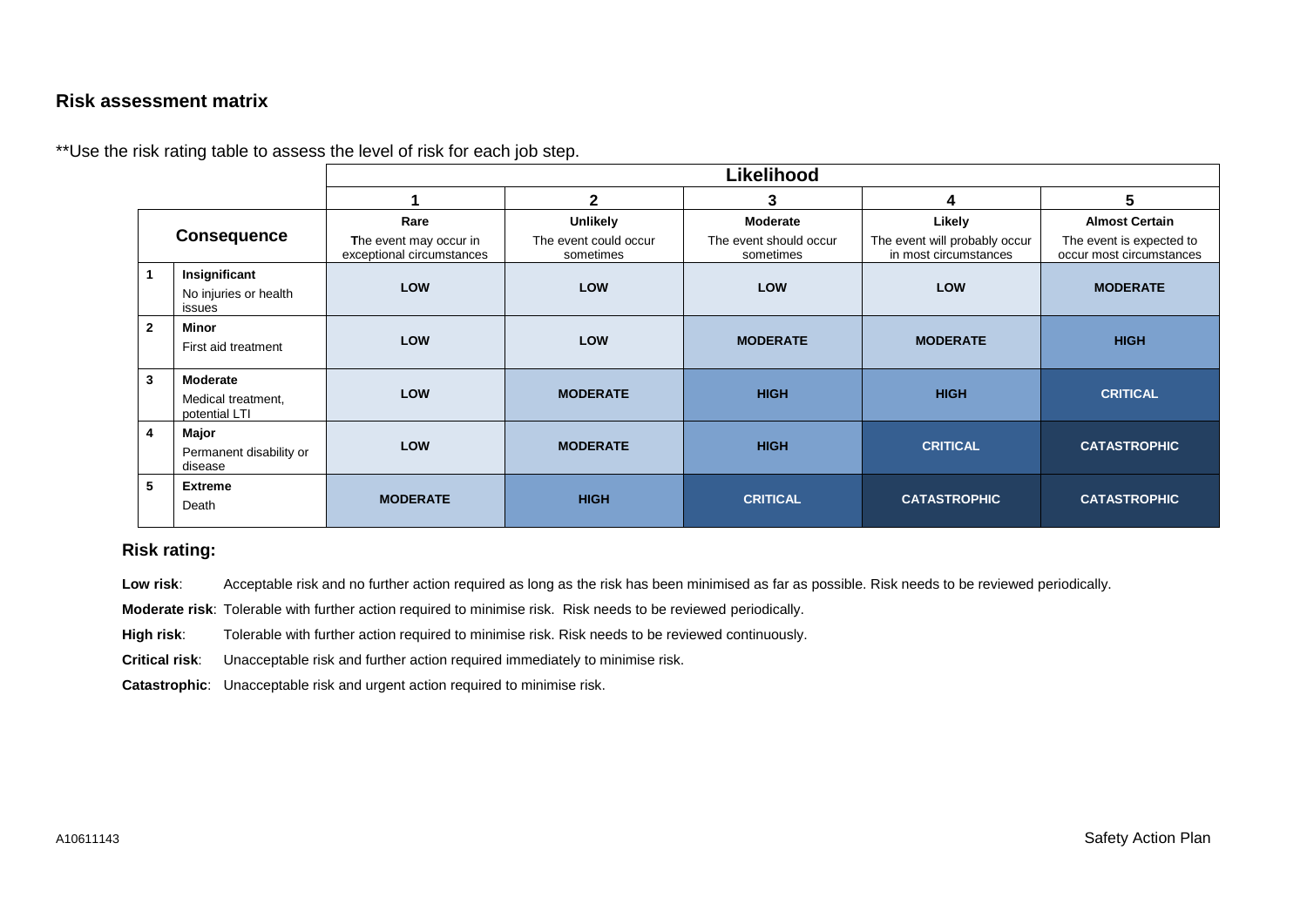## Risk assessment matrix

**Use the risk rating table to assess the level of risk for each job step.

| | | Likelihood | | | | |
|---|---|---|---|---|---|---|
| | | 1 | 2 | 3 | 4 | 5 |
| Consequence | | **Rare** The event may occur in exceptional circumstances | **Unlikely** The event could occur sometimes | **Moderate** The event should occur sometimes | **Likely** The event will probably occur in most circumstances | **Almost Certain** The event is expected to occur most circumstances |
| 1 | **Insignificant** No injuries or health issues | **LOW** | **LOW** | **LOW** | **LOW** | **MODERATE** |
| 2 | **Minor** First aid treatment | **LOW** | **LOW** | **MODERATE** | **MODERATE** | **HIGH** |
| 3 | **Moderate** Medical treatment, potential LTI | **LOW** | **MODERATE** | **HIGH** | **HIGH** | **CRITICAL** |
| 4 | **Major** Permanent disability or disease | **LOW** | **MODERATE** | **HIGH** | **CRITICAL** | **CATASTROPHIC** |
| 5 | **Extreme** Death | **MODERATE** | **HIGH** | **CRITICAL** | **CATASTROPHIC** | **CATASTROPHIC** |

### Risk rating:

**Low risk**: Acceptable risk and no further action required as long as the risk has been minimised as far as possible. Risk needs to be reviewed periodically.

**Moderate risk**: Tolerable with further action required to minimise risk. Risk needs to be reviewed periodically.

**High risk**: Tolerable with further action required to minimise risk. Risk needs to be reviewed continuously.

**Critical risk**: Unacceptable risk and further action required immediately to minimise risk.

**Catastrophic**: Unacceptable risk and urgent action required to minimise risk.